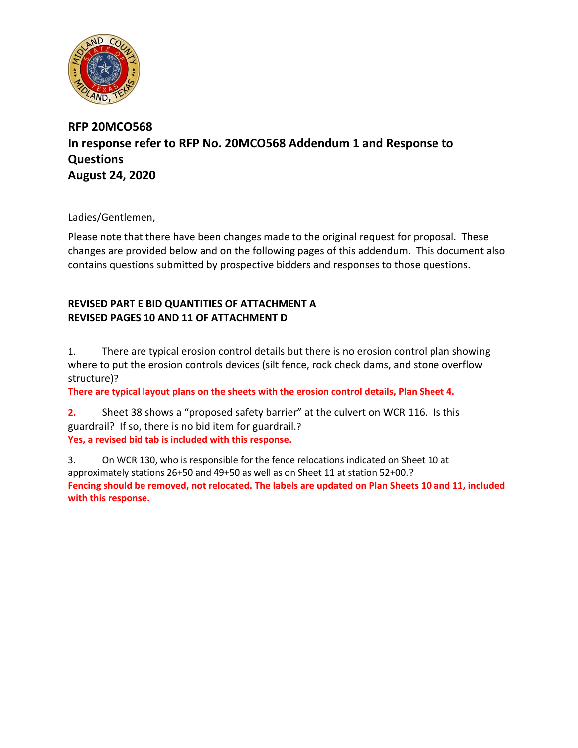**RFP 20MCO568**
**In response refer to RFP No. 20MCO568 Addendum 1 and Response to Questions**
**August 24, 2020**

Ladies/Gentlemen,

Please note that there have been changes made to the original request for proposal. These changes are provided below and on the following pages of this addendum. This document also contains questions submitted by prospective bidders and responses to those questions.

**REVISED PART E BID QUANTITIES OF ATTACHMENT A**
**REVISED PAGES 10 AND 11 OF ATTACHMENT D**

1. There are typical erosion control details but there is no erosion control plan showing where to put the erosion controls devices (silt fence, rock check dams, and stone overflow structure)?
**There are typical layout plans on the sheets with the erosion control details, Plan Sheet 4.**

2. Sheet 38 shows a "proposed safety barrier" at the culvert on WCR 116. Is this guardrail? If so, there is no bid item for guardrail.?
**Yes, a revised bid tab is included with this response.**

3. On WCR 130, who is responsible for the fence relocations indicated on Sheet 10 at approximately stations 26+50 and 49+50 as well as on Sheet 11 at station 52+00.?
**Fencing should be removed, not relocated. The labels are updated on Plan Sheets 10 and 11, included with this response.**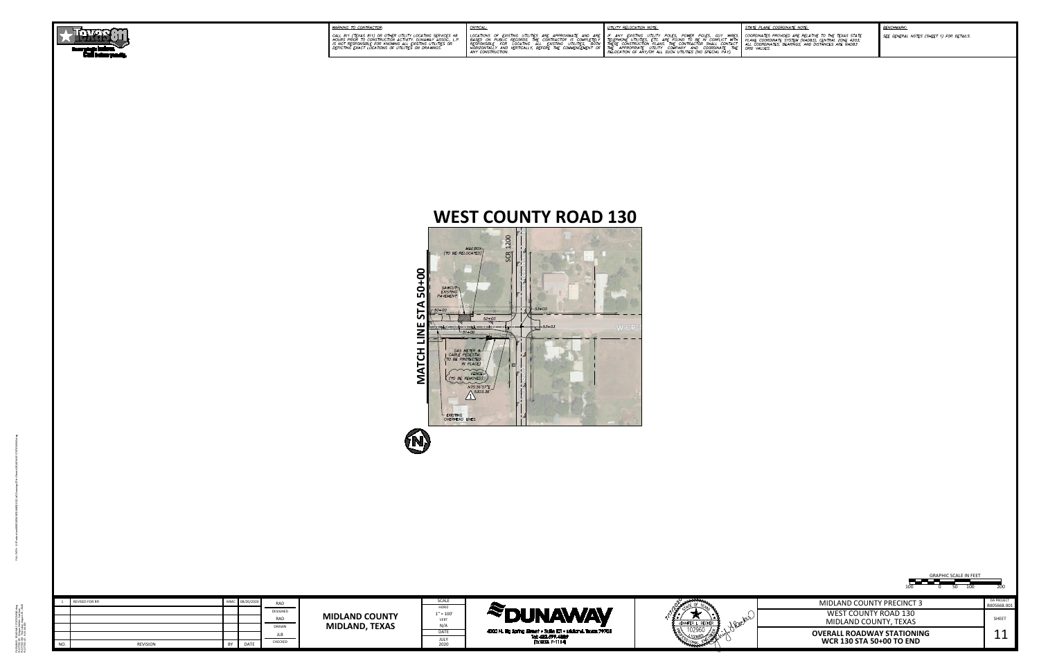**WARNING TO CONTRACTOR:**

CALL 811 (TEXAS 811) OR OTHER UTILITY LOCATING SERVICES 48 HOURS PRIOR TO CONSTRUCTION ACTIVITY. DUNAWAY ASSOC., L.P. IS NOT RESPONSIBLE FOR KNOWING ALL EXISTING UTILITIES OR DEPICTING EXACT LOCATIONS OF UTILITIES ON DRAWINGS.

**CRITICAL:**

LOCATIONS OF EXISTING UTILITIES ARE APPROXIMATE AND ARE BASED ON PUBLIC RECORDS. THE CONTRACTOR IS COMPLETELY RESPONSIBLE FOR LOCATING ALL EXISTING UTILITIES, BOTH HORIZONTALLY AND VERTICALLY, BEFORE THE COMMENCEMENT OF ANY CONSTRUCTION.

**UTILITY RELOCATION NOTE:**

IF ANY EXISTING UTILITY POLES, POWER POLES, GUY WIRES, TELEPHONE UTILITIES, ETC. ARE FOUND TO BE IN CONFLICT WITH THESE CONSTRUCTION PLANS, THE CONTRACTOR SHALL CONTACT THE APPROPRIATE UTILITY COMPANY AND COORDINATE THE RELOCATION OF ANY/OR ALL SUCH UTILITIES (NO SPECIAL PAY).

**STATE PLANE COORDINATE NOTE:**

COORDINATES PROVIDED ARE RELATIVE TO THE TEXAS STATE PLANE COORDINATE SYSTEM (NAD83), CENTRAL ZONE 4203. ALL COORDINATES, BEARINGS, AND DISTANCES ARE NAD83 GRID VALUES.

**BENCHMARK:**

SEE GENERAL NOTES (SHEET 1) FOR DETAILS.

# WEST COUNTY ROAD 130

MATCH LINE STA 50+00

SCR 1200

MAILBOX (TO BE RELOCATED)

SAWCUT EXISTING PAVEMENT

50+00

51+00

52+00

53+00

53+03

W CR

GAS METER & CABLE PEDESTAL (TO BE PROTECTED IN PLACE)

FENCE (TO BE REMOVED)

N75°36'07"E 6303.36

1

EXISTING OVERHEAD LINES

GRAPHIC SCALE IN FEET

100 0 50 100 200

| NO. | REVISION | BY | DATE |
|---|---|---|---|
| 1 | REVISED FOR RFI | MMC | 08/20/2020 |

DESIGNED: RAD
DRAWN: RAD
CHECKED: JLB

**MIDLAND COUNTY**
**MIDLAND, TEXAS**

SCALE
HORIZ: 1" = 100'
VERT: N/A
DATE: JULY 2020

DUNAWAY

4000 N. Big Spring Street • Suite 101 • Midland, Texas 79705
Tel: 432.699.4889
(TX REG. F-1114)

JENNIFER L. BECKER
102960

MIDLAND COUNTY PRECINCT 3

WEST COUNTY ROAD 130
MIDLAND COUNTY, TEXAS

**OVERALL ROADWAY STATIONING**
**WCR 130 STA 50+00 TO END**

DA PROJECT: B005668.001

SHEET 11